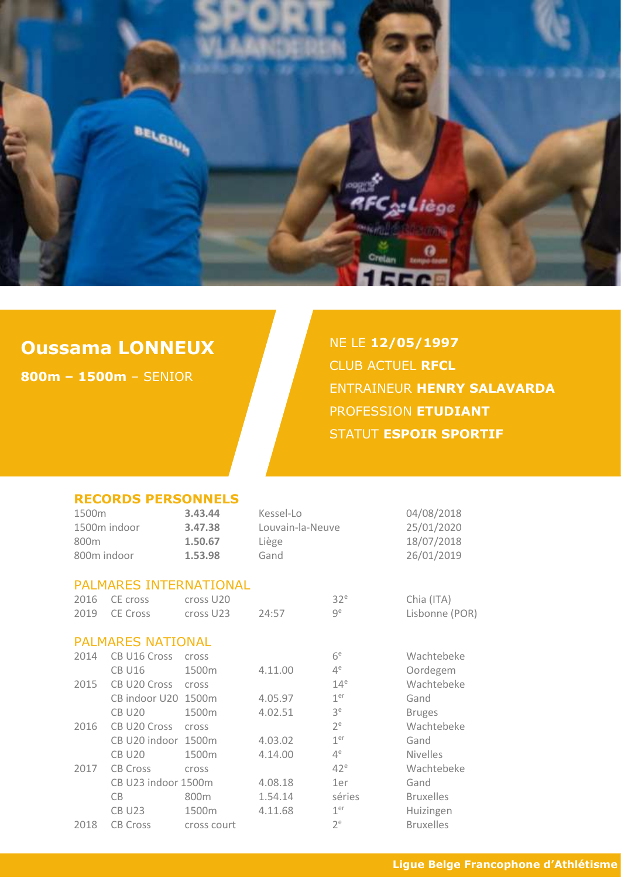# Oussama LONNEUX

**800m – 1500m** – SENIOR

NE LE **12/05/1997**
CLUB ACTUEL **RFCL**
ENTRAINEUR **HENRY SALAVARDA**
PROFESSION **ETUDIANT**
STATUT **ESPOIR SPORTIF**

## RECORDS PERSONNELS

| | | | |
|---|---|---|---|
| 1500m | **3.43.44** | Kessel-Lo | 04/08/2018 |
| 1500m indoor | **3.47.38** | Louvain-la-Neuve | 25/01/2020 |
| 800m | **1.50.67** | Liège | 18/07/2018 |
| 800m indoor | **1.53.98** | Gand | 26/01/2019 |

## PALMARES INTERNATIONAL

| | | | | | |
|---|---|---|---|---|---|
| 2016 | CE cross | cross U20 | | 32e | Chia (ITA) |
| 2019 | CE Cross | cross U23 | 24:57 | 9e | Lisbonne (POR) |

## PALMARES NATIONAL

| | | | | | |
|---|---|---|---|---|---|
| 2014 | CB U16 Cross | cross | | 6e | Wachtebeke |
| | CB U16 | 1500m | 4.11.00 | 4e | Oordegem |
| 2015 | CB U20 Cross | cross | | 14e | Wachtebeke |
| | CB indoor U20 | 1500m | 4.05.97 | 1er | Gand |
| | CB U20 | 1500m | 4.02.51 | 3e | Bruges |
| 2016 | CB U20 Cross | cross | | 2e | Wachtebeke |
| | CB U20 indoor | 1500m | 4.03.02 | 1er | Gand |
| | CB U20 | 1500m | 4.14.00 | 4e | Nivelles |
| 2017 | CB Cross | cross | | 42e | Wachtebeke |
| | CB U23 indoor | 1500m | 4.08.18 | 1er | Gand |
| | CB | 800m | 1.54.14 | séries | Bruxelles |
| | CB U23 | 1500m | 4.11.68 | 1er | Huizingen |
| 2018 | CB Cross | cross court | | 2e | Bruxelles |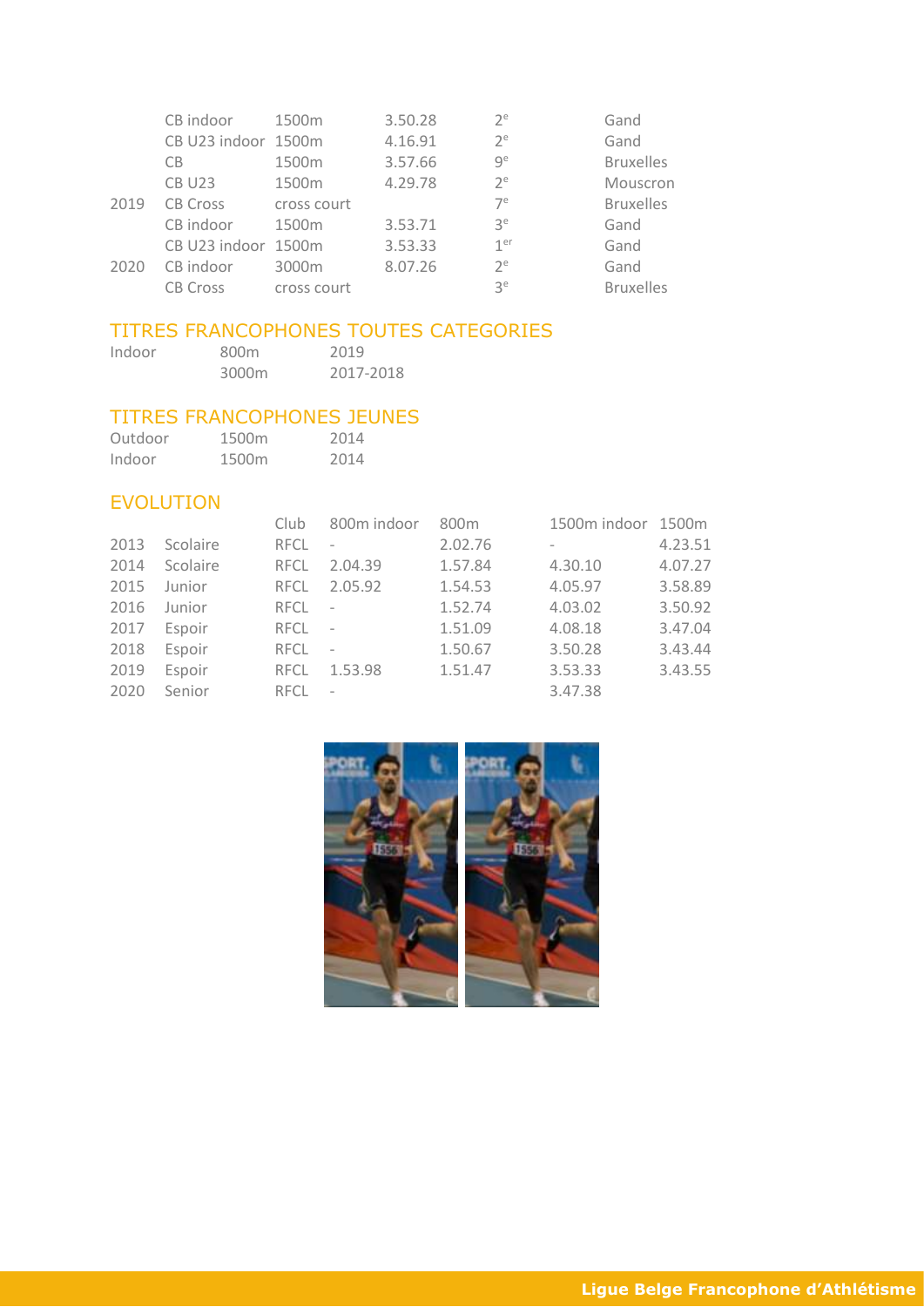| | | | | | |
|---|---|---|---|---|---|
| | CB indoor | 1500m | 3.50.28 | 2e | Gand |
| | CB U23 indoor | 1500m | 4.16.91 | 2e | Gand |
| | CB | 1500m | 3.57.66 | 9e | Bruxelles |
| | CB U23 | 1500m | 4.29.78 | 2e | Mouscron |
| 2019 | CB Cross | cross court | | 7e | Bruxelles |
| | CB indoor | 1500m | 3.53.71 | 3e | Gand |
| | CB U23 indoor | 1500m | 3.53.33 | 1er | Gand |
| 2020 | CB indoor | 3000m | 8.07.26 | 2e | Gand |
| | CB Cross | cross court | | 3e | Bruxelles |

## TITRES FRANCOPHONES TOUTES CATEGORIES

| | | |
|---|---|---|
| Indoor | 800m | 2019 |
| | 3000m | 2017-2018 |

## TITRES FRANCOPHONES JEUNES

| | | |
|---|---|---|
| Outdoor | 1500m | 2014 |
| Indoor | 1500m | 2014 |

## EVOLUTION

| | | Club | 800m indoor | 800m | 1500m indoor | 1500m |
|---|---|---|---|---|---|---|
| 2013 | Scolaire | RFCL | - | 2.02.76 | - | 4.23.51 |
| 2014 | Scolaire | RFCL | 2.04.39 | 1.57.84 | 4.30.10 | 4.07.27 |
| 2015 | Junior | RFCL | 2.05.92 | 1.54.53 | 4.05.97 | 3.58.89 |
| 2016 | Junior | RFCL | - | 1.52.74 | 4.03.02 | 3.50.92 |
| 2017 | Espoir | RFCL | - | 1.51.09 | 4.08.18 | 3.47.04 |
| 2018 | Espoir | RFCL | - | 1.50.67 | 3.50.28 | 3.43.44 |
| 2019 | Espoir | RFCL | 1.53.98 | 1.51.47 | 3.53.33 | 3.43.55 |
| 2020 | Senior | RFCL | - | | 3.47.38 | |